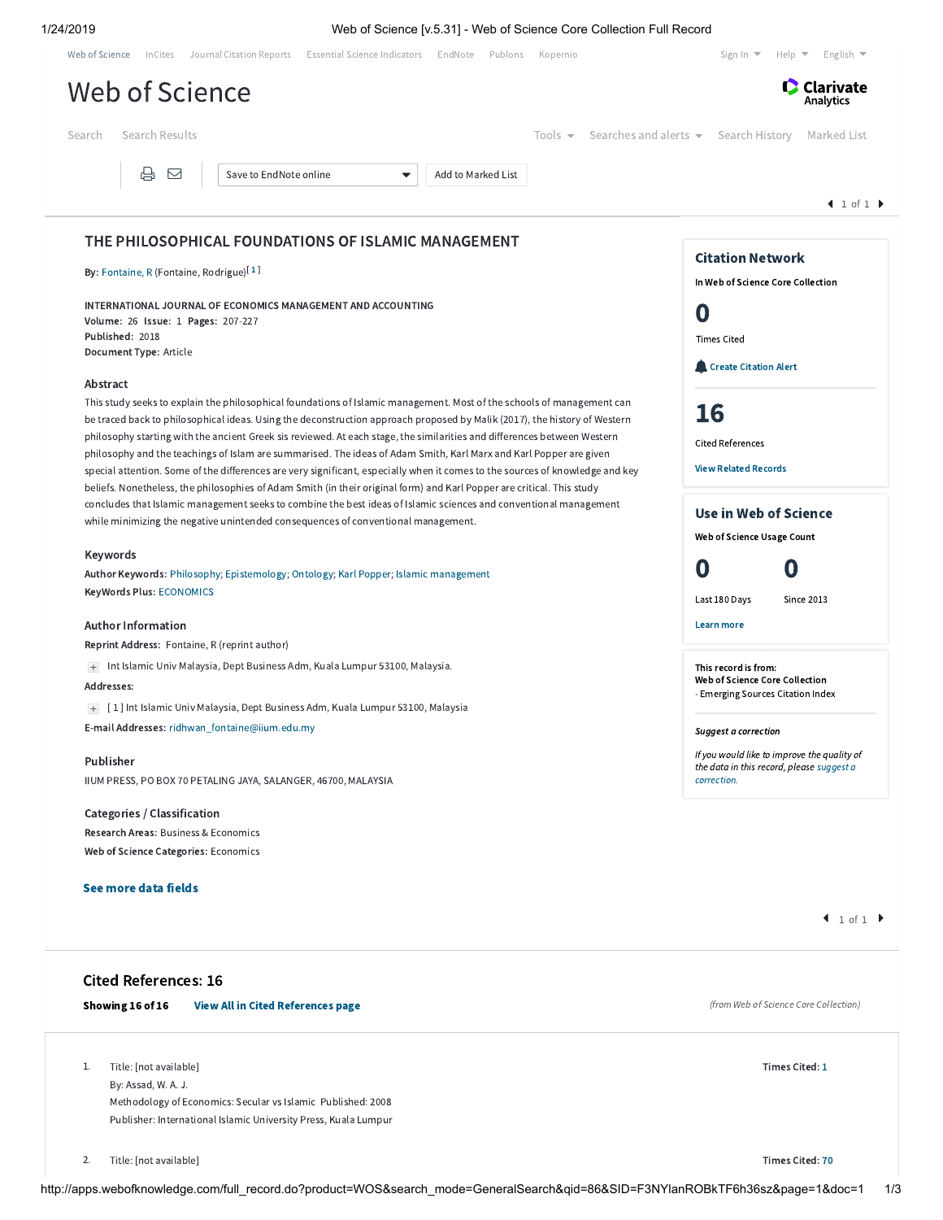# THE PHILOSOPHICAL FOUNDATIONS OF ISLAMIC MANAGEMENT

**By:** Fontaine, R (Fontaine, Rodrigue)[1]

**INTERNATIONAL JOURNAL OF ECONOMICS MANAGEMENT AND ACCOUNTING**
**Volume:** 26 **Issue:** 1 **Pages:** 207-227
**Published:** 2018
**Document Type:** Article

## Abstract

This study seeks to explain the philosophical foundations of Islamic management. Most of the schools of management can be traced back to philosophical ideas. Using the deconstruction approach proposed by Malik (2017), the history of Western philosophy starting with the ancient Greek sis reviewed. At each stage, the similarities and differences between Western philosophy and the teachings of Islam are summarised. The ideas of Adam Smith, Karl Marx and Karl Popper are given special attention. Some of the differences are very significant, especially when it comes to the sources of knowledge and key beliefs. Nonetheless, the philosophies of Adam Smith (in their original form) and Karl Popper are critical. This study concludes that Islamic management seeks to combine the best ideas of Islamic sciences and conventional management while minimizing the negative unintended consequences of conventional management.

## Keywords

**Author Keywords:** Philosophy; Epistemology; Ontology; Karl Popper; Islamic management
**KeyWords Plus:** ECONOMICS

## Author Information

**Reprint Address:** Fontaine, R (reprint author)

Int Islamic Univ Malaysia, Dept Business Adm, Kuala Lumpur 53100, Malaysia.

**Addresses:**

[ 1 ] Int Islamic Univ Malaysia, Dept Business Adm, Kuala Lumpur 53100, Malaysia

**E-mail Addresses:** ridhwan_fontaine@iium.edu.my

## Publisher

IIUM PRESS, PO BOX 70 PETALING JAYA, SALANGER, 46700, MALAYSIA

## Categories / Classification

**Research Areas:** Business & Economics
**Web of Science Categories:** Economics

**See more data fields**

## Citation Network

In Web of Science Core Collection

0
Times Cited

Create Citation Alert

16
Cited References

View Related Records

## Use in Web of Science

Web of Science Usage Count

0 Last 180 Days
0 Since 2013

Learn more

**This record is from:**
**Web of Science Core Collection**
- Emerging Sources Citation Index

*Suggest a correction*

*If you would like to improve the quality of the data in this record, please suggest a correction.*

## Cited References: 16

**Showing 16 of 16** **View All in Cited References page**

*(from Web of Science Core Collection)*

1. Title: [not available]
   By: Assad, W. A. J.
   Methodology of Economics: Secular vs Islamic Published: 2008
   Publisher: International Islamic University Press, Kuala Lumpur
   **Times Cited:** 1

2. Title: [not available]
   **Times Cited:** 70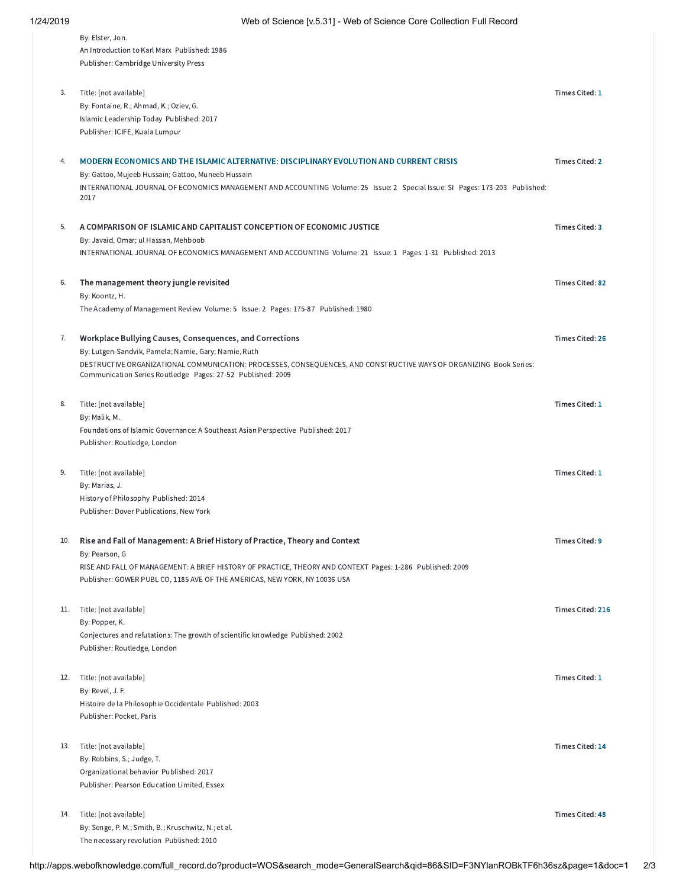By: Elster, Jon.
An Introduction to Karl Marx Published: 1986
Publisher: Cambridge University Press

3. Title: [not available] — Times Cited: 1
By: Fontaine, R.; Ahmad, K.; Oziev, G.
Islamic Leadership Today Published: 2017
Publisher: ICIFE, Kuala Lumpur

4. MODERN ECONOMICS AND THE ISLAMIC ALTERNATIVE: DISCIPLINARY EVOLUTION AND CURRENT CRISIS — Times Cited: 2
By: Gattoo, Mujeeb Hussain; Gattoo, Muneeb Hussain
INTERNATIONAL JOURNAL OF ECONOMICS MANAGEMENT AND ACCOUNTING Volume: 25 Issue: 2 Special Issue: SI Pages: 173-203 Published: 2017

5. A COMPARISON OF ISLAMIC AND CAPITALIST CONCEPTION OF ECONOMIC JUSTICE — Times Cited: 3
By: Javaid, Omar; ul Hassan, Mehboob
INTERNATIONAL JOURNAL OF ECONOMICS MANAGEMENT AND ACCOUNTING Volume: 21 Issue: 1 Pages: 1-31 Published: 2013

6. The management theory jungle revisited — Times Cited: 82
By: Koontz, H.
The Academy of Management Review Volume: 5 Issue: 2 Pages: 175-87 Published: 1980

7. Workplace Bullying Causes, Consequences, and Corrections — Times Cited: 26
By: Lutgen-Sandvik, Pamela; Namie, Gary; Namie, Ruth
DESTRUCTIVE ORGANIZATIONAL COMMUNICATION: PROCESSES, CONSEQUENCES, AND CONSTRUCTIVE WAYS OF ORGANIZING Book Series: Communication Series Routledge Pages: 27-52 Published: 2009

8. Title: [not available] — Times Cited: 1
By: Malik, M.
Foundations of Islamic Governance: A Southeast Asian Perspective Published: 2017
Publisher: Routledge, London

9. Title: [not available] — Times Cited: 1
By: Marias, J.
History of Philosophy Published: 2014
Publisher: Dover Publications, New York

10. Rise and Fall of Management: A Brief History of Practice, Theory and Context — Times Cited: 9
By: Pearson, G
RISE AND FALL OF MANAGEMENT: A BRIEF HISTORY OF PRACTICE, THEORY AND CONTEXT Pages: 1-286 Published: 2009
Publisher: GOWER PUBL CO, 1185 AVE OF THE AMERICAS, NEW YORK, NY 10036 USA

11. Title: [not available] — Times Cited: 216
By: Popper, K.
Conjectures and refutations: The growth of scientific knowledge Published: 2002
Publisher: Routledge, London

12. Title: [not available] — Times Cited: 1
By: Revel, J. F.
Histoire de la Philosophie Occidentale Published: 2003
Publisher: Pocket, Paris

13. Title: [not available] — Times Cited: 14
By: Robbins, S.; Judge, T.
Organizational behavior Published: 2017
Publisher: Pearson Education Limited, Essex

14. Title: [not available] — Times Cited: 48
By: Senge, P. M.; Smith, B.; Kruschwitz, N.; et al.
The necessary revolution Published: 2010